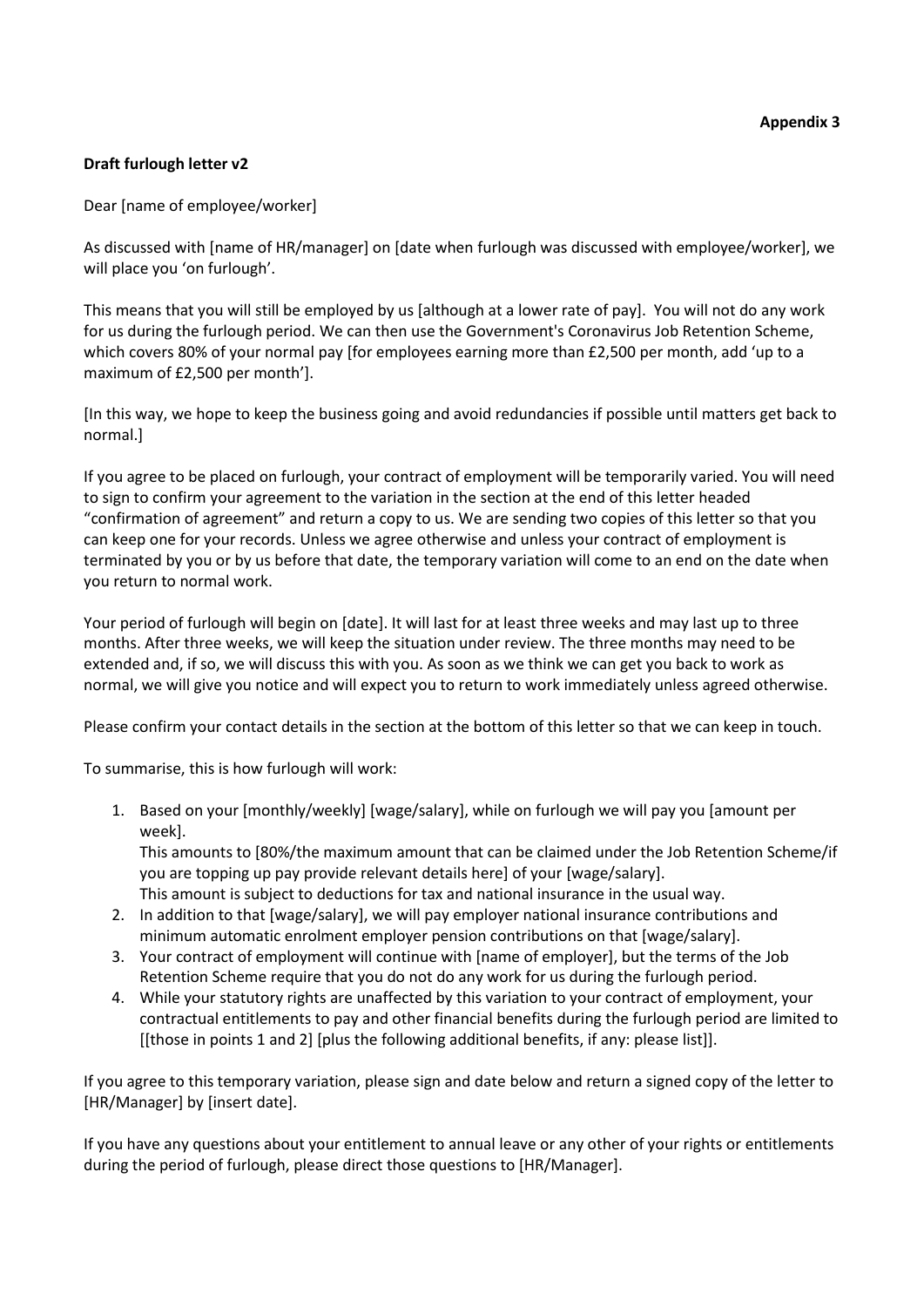**Appendix 3**

**Draft furlough letter v2**

Dear [name of employee/worker]

As discussed with [name of HR/manager] on [date when furlough was discussed with employee/worker], we will place you 'on furlough'.

This means that you will still be employed by us [although at a lower rate of pay]. You will not do any work for us during the furlough period. We can then use the Government's Coronavirus Job Retention Scheme, which covers 80% of your normal pay [for employees earning more than £2,500 per month, add 'up to a maximum of £2,500 per month'].

[In this way, we hope to keep the business going and avoid redundancies if possible until matters get back to normal.]

If you agree to be placed on furlough, your contract of employment will be temporarily varied. You will need to sign to confirm your agreement to the variation in the section at the end of this letter headed "confirmation of agreement" and return a copy to us. We are sending two copies of this letter so that you can keep one for your records. Unless we agree otherwise and unless your contract of employment is terminated by you or by us before that date, the temporary variation will come to an end on the date when you return to normal work.

Your period of furlough will begin on [date]. It will last for at least three weeks and may last up to three months. After three weeks, we will keep the situation under review. The three months may need to be extended and, if so, we will discuss this with you. As soon as we think we can get you back to work as normal, we will give you notice and will expect you to return to work immediately unless agreed otherwise.

Please confirm your contact details in the section at the bottom of this letter so that we can keep in touch.

To summarise, this is how furlough will work:

1. Based on your [monthly/weekly] [wage/salary], while on furlough we will pay you [amount per week].
   This amounts to [80%/the maximum amount that can be claimed under the Job Retention Scheme/if you are topping up pay provide relevant details here] of your [wage/salary].
   This amount is subject to deductions for tax and national insurance in the usual way.
2. In addition to that [wage/salary], we will pay employer national insurance contributions and minimum automatic enrolment employer pension contributions on that [wage/salary].
3. Your contract of employment will continue with [name of employer], but the terms of the Job Retention Scheme require that you do not do any work for us during the furlough period.
4. While your statutory rights are unaffected by this variation to your contract of employment, your contractual entitlements to pay and other financial benefits during the furlough period are limited to [[those in points 1 and 2] [plus the following additional benefits, if any: please list]].

If you agree to this temporary variation, please sign and date below and return a signed copy of the letter to [HR/Manager] by [insert date].

If you have any questions about your entitlement to annual leave or any other of your rights or entitlements during the period of furlough, please direct those questions to [HR/Manager].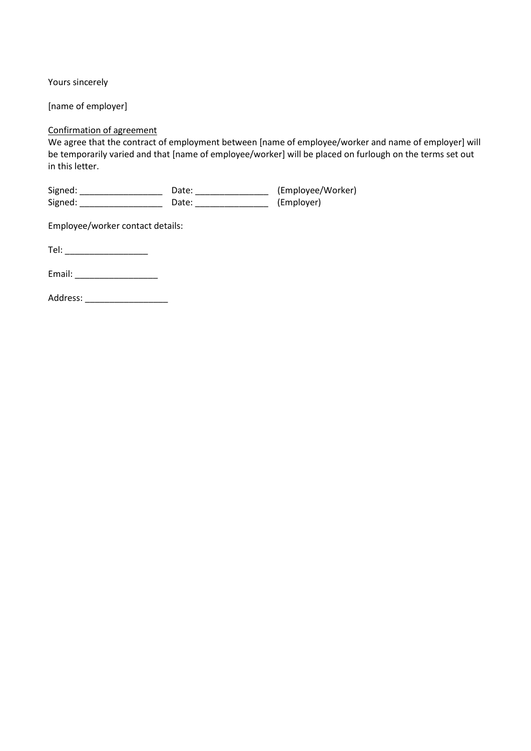Yours sincerely

[name of employer]

Confirmation of agreement

We agree that the contract of employment between [name of employee/worker and name of employer] will be temporarily varied and that [name of employee/worker] will be placed on furlough on the terms set out in this letter.

Signed: _________________ Date: _______________ (Employee/Worker)
Signed: _________________ Date: _______________ (Employer)

Employee/worker contact details:

Tel: _________________

Email: _________________

Address: _________________